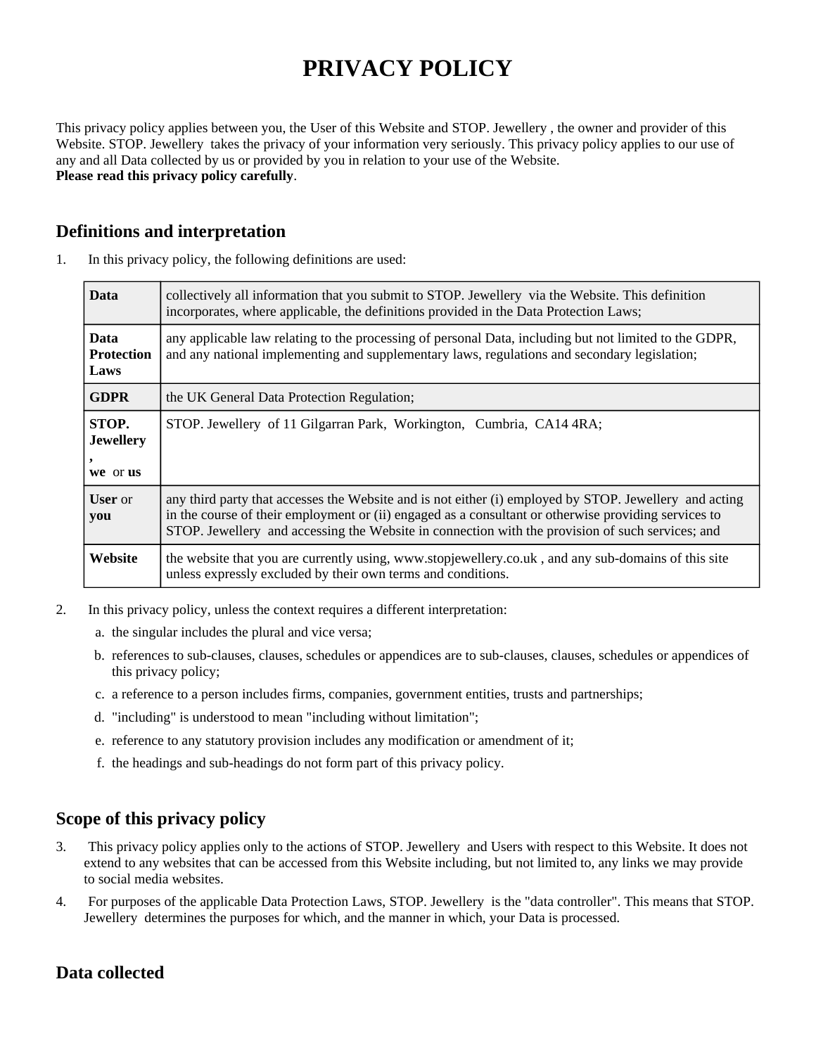# PRIVACY POLICY

This privacy policy applies between you, the User of this Website and STOP. Jewellery , the owner and provider of this Website. STOP. Jewellery takes the privacy of your information very seriously. This privacy policy applies to our use of any and all Data collected by us or provided by you in relation to your use of the Website.
**Please read this privacy policy carefully**.

## Definitions and interpretation

1. In this privacy policy, the following definitions are used:

| | |
|---|---|
| **Data** | collectively all information that you submit to STOP. Jewellery via the Website. This definition incorporates, where applicable, the definitions provided in the Data Protection Laws; |
| **Data Protection Laws** | any applicable law relating to the processing of personal Data, including but not limited to the GDPR, and any national implementing and supplementary laws, regulations and secondary legislation; |
| **GDPR** | the UK General Data Protection Regulation; |
| **STOP. Jewellery , we** or **us** | STOP. Jewellery of 11 Gilgarran Park, Workington, Cumbria, CA14 4RA; |
| **User** or **you** | any third party that accesses the Website and is not either (i) employed by STOP. Jewellery and acting in the course of their employment or (ii) engaged as a consultant or otherwise providing services to STOP. Jewellery and accessing the Website in connection with the provision of such services; and |
| **Website** | the website that you are currently using, www.stopjewellery.co.uk , and any sub-domains of this site unless expressly excluded by their own terms and conditions. |

2. In this privacy policy, unless the context requires a different interpretation:
   a. the singular includes the plural and vice versa;
   b. references to sub-clauses, clauses, schedules or appendices are to sub-clauses, clauses, schedules or appendices of this privacy policy;
   c. a reference to a person includes firms, companies, government entities, trusts and partnerships;
   d. "including" is understood to mean "including without limitation";
   e. reference to any statutory provision includes any modification or amendment of it;
   f. the headings and sub-headings do not form part of this privacy policy.

## Scope of this privacy policy

3. This privacy policy applies only to the actions of STOP. Jewellery and Users with respect to this Website. It does not extend to any websites that can be accessed from this Website including, but not limited to, any links we may provide to social media websites.
4. For purposes of the applicable Data Protection Laws, STOP. Jewellery is the "data controller". This means that STOP. Jewellery determines the purposes for which, and the manner in which, your Data is processed.

## Data collected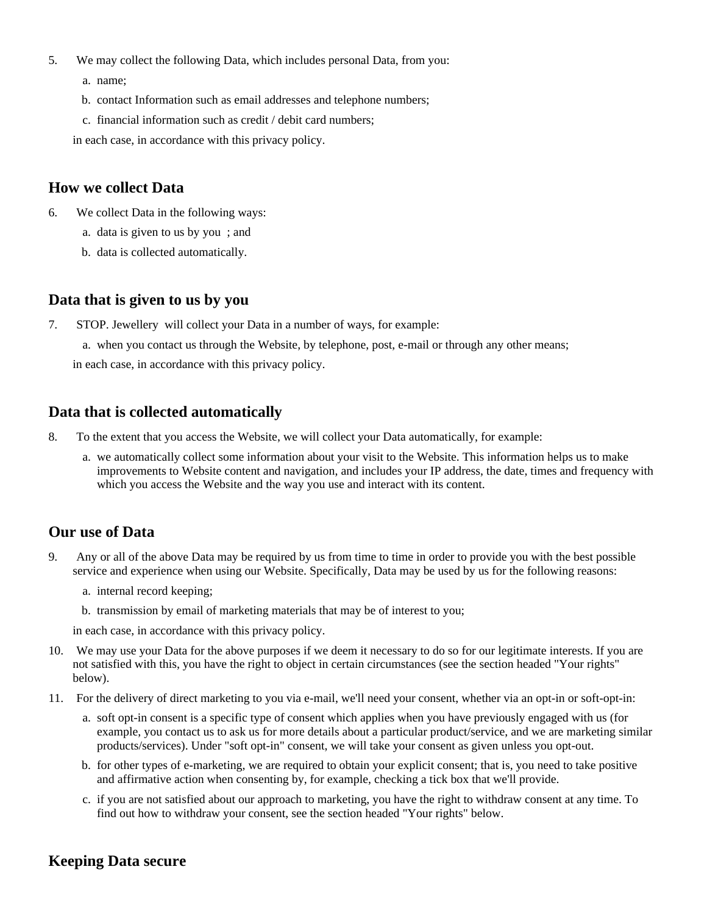5. We may collect the following Data, which includes personal Data, from you:
    a. name;
    b. contact Information such as email addresses and telephone numbers;
    c. financial information such as credit / debit card numbers;

   in each case, in accordance with this privacy policy.

## How we collect Data

6. We collect Data in the following ways:
    a. data is given to us by you ; and
    b. data is collected automatically.

## Data that is given to us by you

7. STOP. Jewellery will collect your Data in a number of ways, for example:
    a. when you contact us through the Website, by telephone, post, e-mail or through any other means;

   in each case, in accordance with this privacy policy.

## Data that is collected automatically

8. To the extent that you access the Website, we will collect your Data automatically, for example:
    a. we automatically collect some information about your visit to the Website. This information helps us to make improvements to Website content and navigation, and includes your IP address, the date, times and frequency with which you access the Website and the way you use and interact with its content.

## Our use of Data

9. Any or all of the above Data may be required by us from time to time in order to provide you with the best possible service and experience when using our Website. Specifically, Data may be used by us for the following reasons:
    a. internal record keeping;
    b. transmission by email of marketing materials that may be of interest to you;

   in each case, in accordance with this privacy policy.
10. We may use your Data for the above purposes if we deem it necessary to do so for our legitimate interests. If you are not satisfied with this, you have the right to object in certain circumstances (see the section headed "Your rights" below).
11. For the delivery of direct marketing to you via e-mail, we'll need your consent, whether via an opt-in or soft-opt-in:
    a. soft opt-in consent is a specific type of consent which applies when you have previously engaged with us (for example, you contact us to ask us for more details about a particular product/service, and we are marketing similar products/services). Under "soft opt-in" consent, we will take your consent as given unless you opt-out.
    b. for other types of e-marketing, we are required to obtain your explicit consent; that is, you need to take positive and affirmative action when consenting by, for example, checking a tick box that we'll provide.
    c. if you are not satisfied about our approach to marketing, you have the right to withdraw consent at any time. To find out how to withdraw your consent, see the section headed "Your rights" below.

## Keeping Data secure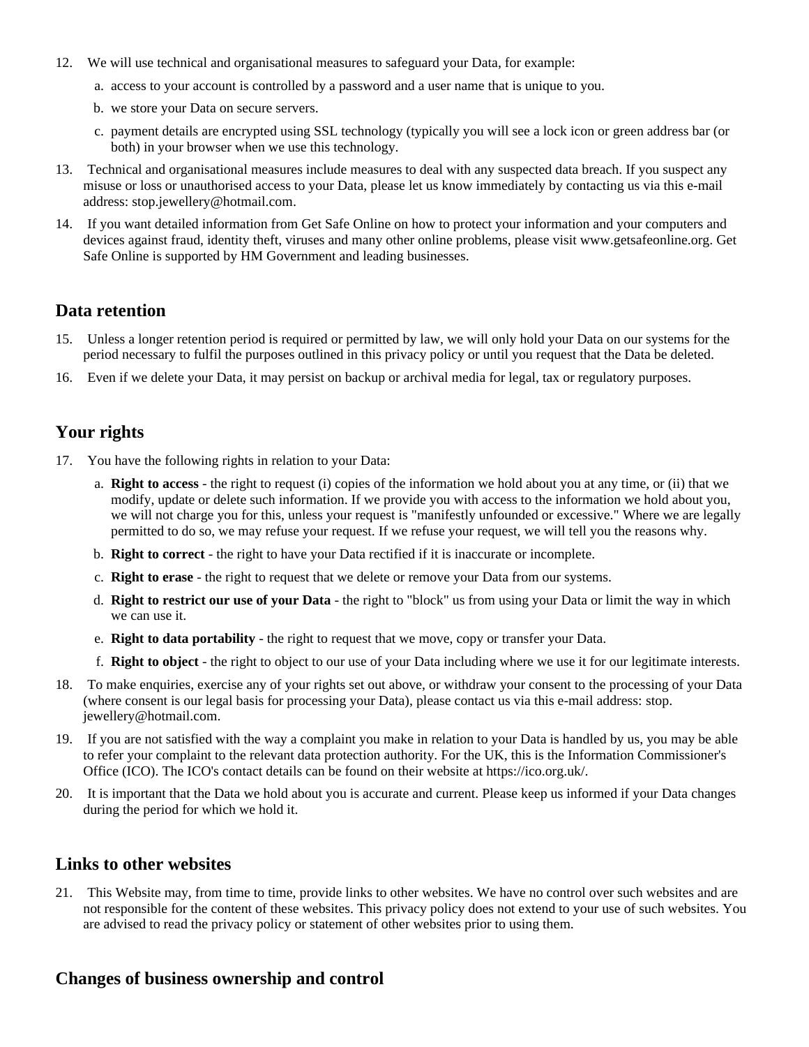12. We will use technical and organisational measures to safeguard your Data, for example:
    a. access to your account is controlled by a password and a user name that is unique to you.
    b. we store your Data on secure servers.
    c. payment details are encrypted using SSL technology (typically you will see a lock icon or green address bar (or both) in your browser when we use this technology.
13. Technical and organisational measures include measures to deal with any suspected data breach. If you suspect any misuse or loss or unauthorised access to your Data, please let us know immediately by contacting us via this e-mail address: stop.jewellery@hotmail.com.
14. If you want detailed information from Get Safe Online on how to protect your information and your computers and devices against fraud, identity theft, viruses and many other online problems, please visit www.getsafeonline.org. Get Safe Online is supported by HM Government and leading businesses.

## Data retention

15. Unless a longer retention period is required or permitted by law, we will only hold your Data on our systems for the period necessary to fulfil the purposes outlined in this privacy policy or until you request that the Data be deleted.
16. Even if we delete your Data, it may persist on backup or archival media for legal, tax or regulatory purposes.

## Your rights

17. You have the following rights in relation to your Data:
    a. **Right to access** - the right to request (i) copies of the information we hold about you at any time, or (ii) that we modify, update or delete such information. If we provide you with access to the information we hold about you, we will not charge you for this, unless your request is "manifestly unfounded or excessive." Where we are legally permitted to do so, we may refuse your request. If we refuse your request, we will tell you the reasons why.
    b. **Right to correct** - the right to have your Data rectified if it is inaccurate or incomplete.
    c. **Right to erase** - the right to request that we delete or remove your Data from our systems.
    d. **Right to restrict our use of your Data** - the right to "block" us from using your Data or limit the way in which we can use it.
    e. **Right to data portability** - the right to request that we move, copy or transfer your Data.
    f. **Right to object** - the right to object to our use of your Data including where we use it for our legitimate interests.
18. To make enquiries, exercise any of your rights set out above, or withdraw your consent to the processing of your Data (where consent is our legal basis for processing your Data), please contact us via this e-mail address: stop. jewellery@hotmail.com.
19. If you are not satisfied with the way a complaint you make in relation to your Data is handled by us, you may be able to refer your complaint to the relevant data protection authority. For the UK, this is the Information Commissioner's Office (ICO). The ICO's contact details can be found on their website at https://ico.org.uk/.
20. It is important that the Data we hold about you is accurate and current. Please keep us informed if your Data changes during the period for which we hold it.

## Links to other websites

21. This Website may, from time to time, provide links to other websites. We have no control over such websites and are not responsible for the content of these websites. This privacy policy does not extend to your use of such websites. You are advised to read the privacy policy or statement of other websites prior to using them.

## Changes of business ownership and control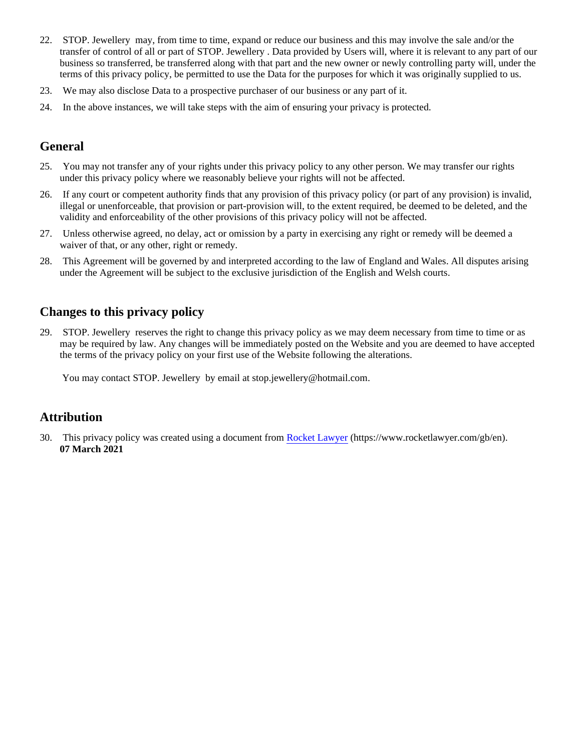22. STOP. Jewellery may, from time to time, expand or reduce our business and this may involve the sale and/or the transfer of control of all or part of STOP. Jewellery . Data provided by Users will, where it is relevant to any part of our business so transferred, be transferred along with that part and the new owner or newly controlling party will, under the terms of this privacy policy, be permitted to use the Data for the purposes for which it was originally supplied to us.

23. We may also disclose Data to a prospective purchaser of our business or any part of it.

24. In the above instances, we will take steps with the aim of ensuring your privacy is protected.

## General

25. You may not transfer any of your rights under this privacy policy to any other person. We may transfer our rights under this privacy policy where we reasonably believe your rights will not be affected.

26. If any court or competent authority finds that any provision of this privacy policy (or part of any provision) is invalid, illegal or unenforceable, that provision or part-provision will, to the extent required, be deemed to be deleted, and the validity and enforceability of the other provisions of this privacy policy will not be affected.

27. Unless otherwise agreed, no delay, act or omission by a party in exercising any right or remedy will be deemed a waiver of that, or any other, right or remedy.

28. This Agreement will be governed by and interpreted according to the law of England and Wales. All disputes arising under the Agreement will be subject to the exclusive jurisdiction of the English and Welsh courts.

## Changes to this privacy policy

29. STOP. Jewellery reserves the right to change this privacy policy as we may deem necessary from time to time or as may be required by law. Any changes will be immediately posted on the Website and you are deemed to have accepted the terms of the privacy policy on your first use of the Website following the alterations.

    You may contact STOP. Jewellery by email at stop.jewellery@hotmail.com.

## Attribution

30. This privacy policy was created using a document from [Rocket Lawyer](https://www.rocketlawyer.com/gb/en) (https://www.rocketlawyer.com/gb/en).
    **07 March 2021**